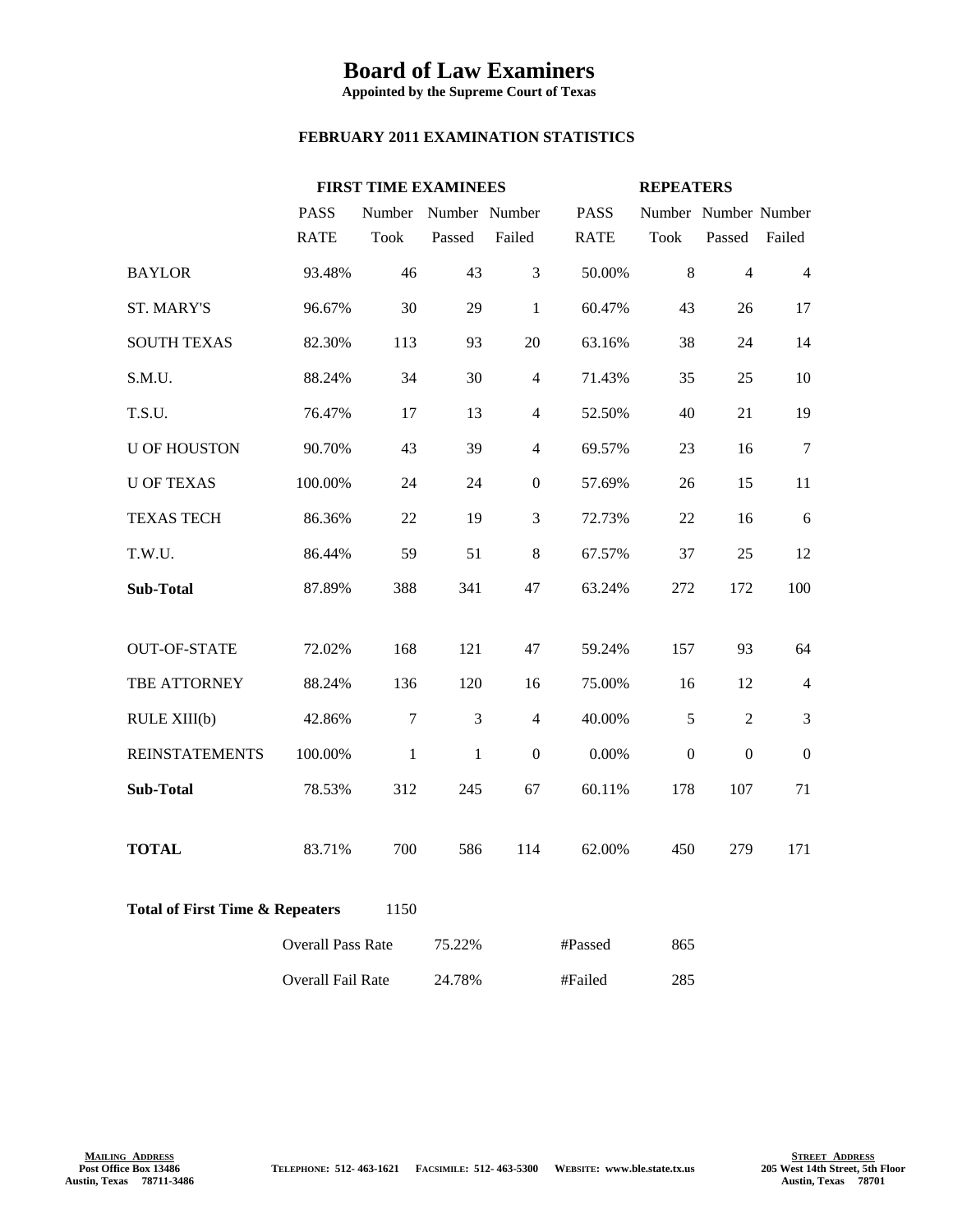# Board of Law Examiners

**Appointed by the Supreme Court of Texas**

**FEBRUARY 2011 EXAMINATION STATISTICS**

| | FIRST TIME EXAMINEES | | | | REPEATERS | | | |
|---|---|---|---|---|---|---|---|---|
| | PASS RATE | Number Took | Number Passed | Number Failed | PASS RATE | Number Took | Number Passed | Number Failed |
| BAYLOR | 93.48% | 46 | 43 | 3 | 50.00% | 8 | 4 | 4 |
| ST. MARY'S | 96.67% | 30 | 29 | 1 | 60.47% | 43 | 26 | 17 |
| SOUTH TEXAS | 82.30% | 113 | 93 | 20 | 63.16% | 38 | 24 | 14 |
| S.M.U. | 88.24% | 34 | 30 | 4 | 71.43% | 35 | 25 | 10 |
| T.S.U. | 76.47% | 17 | 13 | 4 | 52.50% | 40 | 21 | 19 |
| U OF HOUSTON | 90.70% | 43 | 39 | 4 | 69.57% | 23 | 16 | 7 |
| U OF TEXAS | 100.00% | 24 | 24 | 0 | 57.69% | 26 | 15 | 11 |
| TEXAS TECH | 86.36% | 22 | 19 | 3 | 72.73% | 22 | 16 | 6 |
| T.W.U. | 86.44% | 59 | 51 | 8 | 67.57% | 37 | 25 | 12 |
| **Sub-Total** | 87.89% | 388 | 341 | 47 | 63.24% | 272 | 172 | 100 |
| OUT-OF-STATE | 72.02% | 168 | 121 | 47 | 59.24% | 157 | 93 | 64 |
| TBE ATTORNEY | 88.24% | 136 | 120 | 16 | 75.00% | 16 | 12 | 4 |
| RULE XIII(b) | 42.86% | 7 | 3 | 4 | 40.00% | 5 | 2 | 3 |
| REINSTATEMENTS | 100.00% | 1 | 1 | 0 | 0.00% | 0 | 0 | 0 |
| **Sub-Total** | 78.53% | 312 | 245 | 67 | 60.11% | 178 | 107 | 71 |
| **TOTAL** | 83.71% | 700 | 586 | 114 | 62.00% | 450 | 279 | 171 |

**Total of First Time & Repeaters** 1150

| | | | |
|---|---|---|---|
| Overall Pass Rate | 75.22% | #Passed | 865 |
| Overall Fail Rate | 24.78% | #Failed | 285 |

**MAILING ADDRESS**
Post Office Box 13486
Austin, Texas 78711-3486

TELEPHONE: 512- 463-1621 FACSIMILE: 512- 463-5300 WEBSITE: www.ble.state.tx.us

**STREET ADDRESS**
205 West 14th Street, 5th Floor
Austin, Texas 78701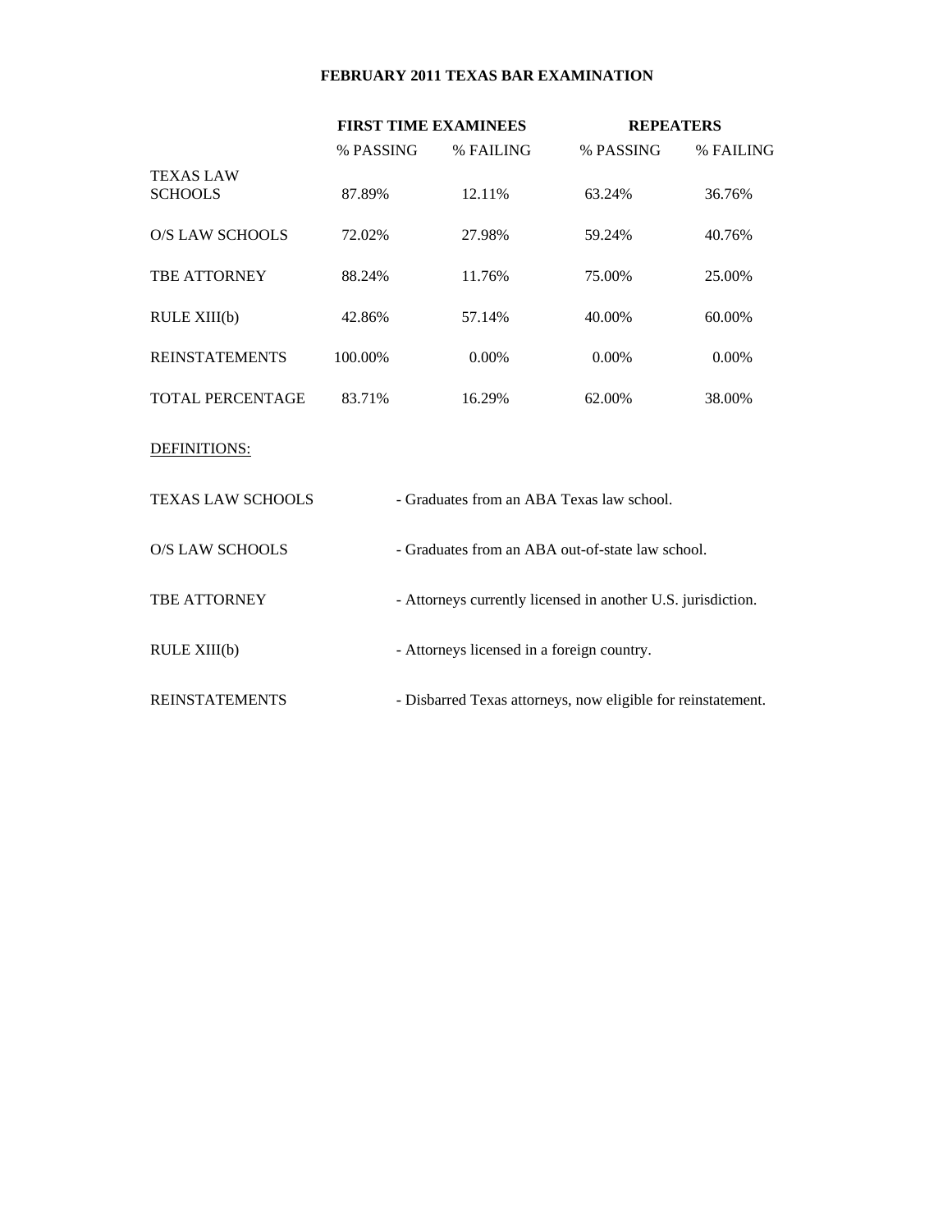# FEBRUARY 2011 TEXAS BAR EXAMINATION

| | FIRST TIME EXAMINEES | | REPEATERS | |
|---|---|---|---|---|
| | % PASSING | % FAILING | % PASSING | % FAILING |
| TEXAS LAW SCHOOLS | 87.89% | 12.11% | 63.24% | 36.76% |
| O/S LAW SCHOOLS | 72.02% | 27.98% | 59.24% | 40.76% |
| TBE ATTORNEY | 88.24% | 11.76% | 75.00% | 25.00% |
| RULE XIII(b) | 42.86% | 57.14% | 40.00% | 60.00% |
| REINSTATEMENTS | 100.00% | 0.00% | 0.00% | 0.00% |
| TOTAL PERCENTAGE | 83.71% | 16.29% | 62.00% | 38.00% |

DEFINITIONS:

TEXAS LAW SCHOOLS - Graduates from an ABA Texas law school.

O/S LAW SCHOOLS - Graduates from an ABA out-of-state law school.

TBE ATTORNEY - Attorneys currently licensed in another U.S. jurisdiction.

RULE XIII(b) - Attorneys licensed in a foreign country.

REINSTATEMENTS - Disbarred Texas attorneys, now eligible for reinstatement.